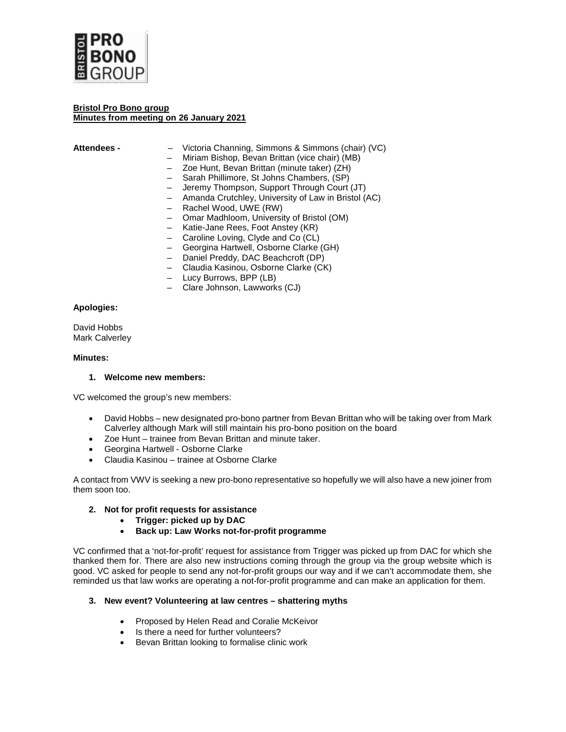**Bristol Pro Bono group**
**Minutes from meeting on 26 January 2021**

**Attendees -**

- Victoria Channing, Simmons & Simmons (chair) (VC)
- Miriam Bishop, Bevan Brittan (vice chair) (MB)
- Zoe Hunt, Bevan Brittan (minute taker) (ZH)
- Sarah Phillimore, St Johns Chambers, (SP)
- Jeremy Thompson, Support Through Court (JT)
- Amanda Crutchley, University of Law in Bristol (AC)
- Rachel Wood, UWE (RW)
- Omar Madhloom, University of Bristol (OM)
- Katie-Jane Rees, Foot Anstey (KR)
- Caroline Loving, Clyde and Co (CL)
- Georgina Hartwell, Osborne Clarke (GH)
- Daniel Preddy, DAC Beachcroft (DP)
- Claudia Kasinou, Osborne Clarke (CK)
- Lucy Burrows, BPP (LB)
- Clare Johnson, Lawworks (CJ)

**Apologies:**

David Hobbs
Mark Calverley

**Minutes:**

**1. Welcome new members:**

VC welcomed the group's new members:

- David Hobbs – new designated pro-bono partner from Bevan Brittan who will be taking over from Mark Calverley although Mark will still maintain his pro-bono position on the board
- Zoe Hunt – trainee from Bevan Brittan and minute taker.
- Georgina Hartwell - Osborne Clarke
- Claudia Kasinou – trainee at Osborne Clarke

A contact from VWV is seeking a new pro-bono representative so hopefully we will also have a new joiner from them soon too.

**2. Not for profit requests for assistance**

- **Trigger: picked up by DAC**
- **Back up: Law Works not-for-profit programme**

VC confirmed that a 'not-for-profit' request for assistance from Trigger was picked up from DAC for which she thanked them for. There are also new instructions coming through the group via the group website which is good. VC asked for people to send any not-for-profit groups our way and if we can't accommodate them, she reminded us that law works are operating a not-for-profit programme and can make an application for them.

**3. New event? Volunteering at law centres – shattering myths**

- Proposed by Helen Read and Coralie McKeivor
- Is there a need for further volunteers?
- Bevan Brittan looking to formalise clinic work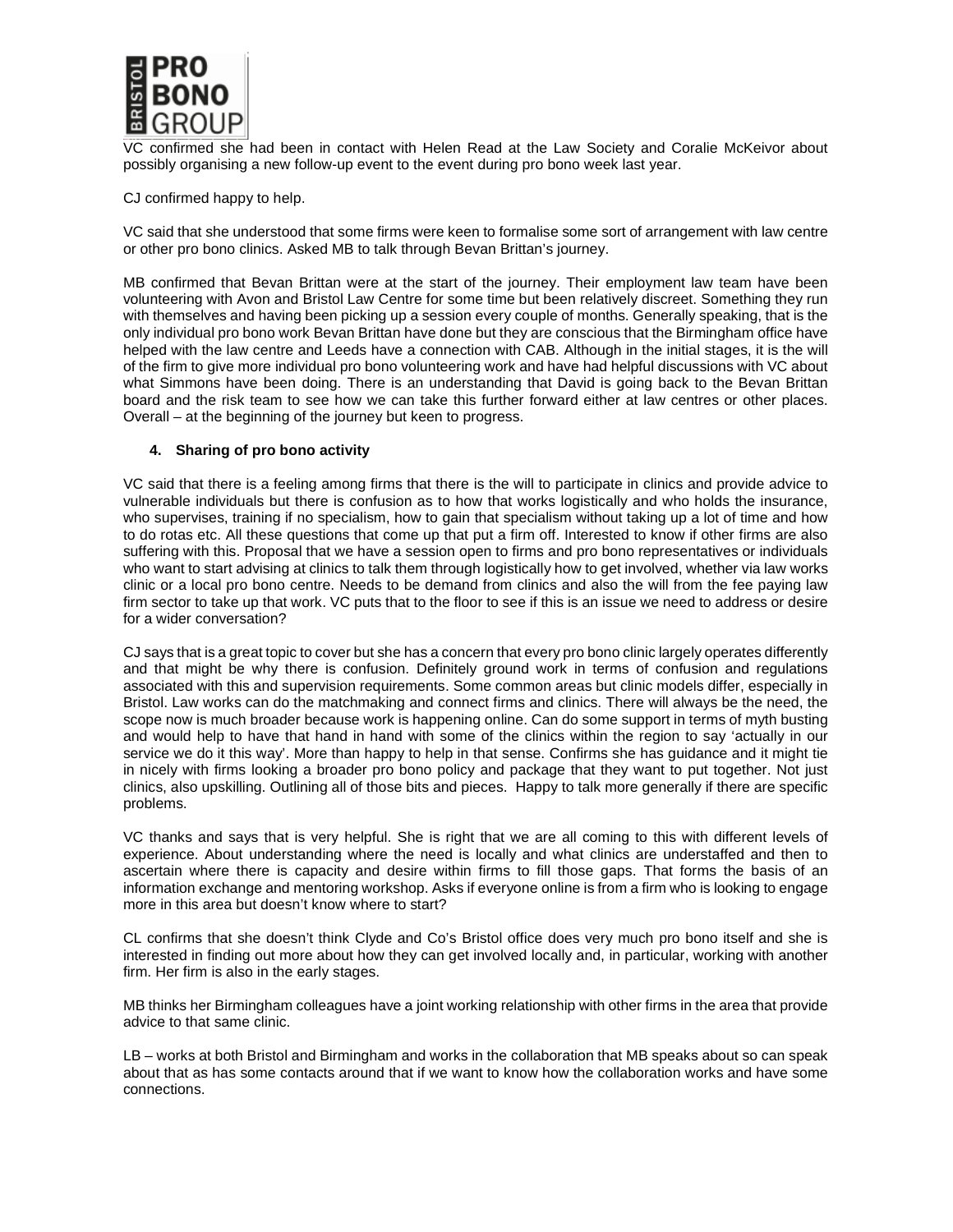VC confirmed she had been in contact with Helen Read at the Law Society and Coralie McKeivor about possibly organising a new follow-up event to the event during pro bono week last year.

CJ confirmed happy to help.

VC said that she understood that some firms were keen to formalise some sort of arrangement with law centre or other pro bono clinics. Asked MB to talk through Bevan Brittan's journey.

MB confirmed that Bevan Brittan were at the start of the journey. Their employment law team have been volunteering with Avon and Bristol Law Centre for some time but been relatively discreet. Something they run with themselves and having been picking up a session every couple of months. Generally speaking, that is the only individual pro bono work Bevan Brittan have done but they are conscious that the Birmingham office have helped with the law centre and Leeds have a connection with CAB. Although in the initial stages, it is the will of the firm to give more individual pro bono volunteering work and have had helpful discussions with VC about what Simmons have been doing. There is an understanding that David is going back to the Bevan Brittan board and the risk team to see how we can take this further forward either at law centres or other places. Overall – at the beginning of the journey but keen to progress.

## 4. Sharing of pro bono activity

VC said that there is a feeling among firms that there is the will to participate in clinics and provide advice to vulnerable individuals but there is confusion as to how that works logistically and who holds the insurance, who supervises, training if no specialism, how to gain that specialism without taking up a lot of time and how to do rotas etc. All these questions that come up that put a firm off. Interested to know if other firms are also suffering with this. Proposal that we have a session open to firms and pro bono representatives or individuals who want to start advising at clinics to talk them through logistically how to get involved, whether via law works clinic or a local pro bono centre. Needs to be demand from clinics and also the will from the fee paying law firm sector to take up that work. VC puts that to the floor to see if this is an issue we need to address or desire for a wider conversation?

CJ says that is a great topic to cover but she has a concern that every pro bono clinic largely operates differently and that might be why there is confusion. Definitely ground work in terms of confusion and regulations associated with this and supervision requirements. Some common areas but clinic models differ, especially in Bristol. Law works can do the matchmaking and connect firms and clinics. There will always be the need, the scope now is much broader because work is happening online. Can do some support in terms of myth busting and would help to have that hand in hand with some of the clinics within the region to say 'actually in our service we do it this way'. More than happy to help in that sense. Confirms she has guidance and it might tie in nicely with firms looking a broader pro bono policy and package that they want to put together. Not just clinics, also upskilling. Outlining all of those bits and pieces. Happy to talk more generally if there are specific problems.

VC thanks and says that is very helpful. She is right that we are all coming to this with different levels of experience. About understanding where the need is locally and what clinics are understaffed and then to ascertain where there is capacity and desire within firms to fill those gaps. That forms the basis of an information exchange and mentoring workshop. Asks if everyone online is from a firm who is looking to engage more in this area but doesn't know where to start?

CL confirms that she doesn't think Clyde and Co's Bristol office does very much pro bono itself and she is interested in finding out more about how they can get involved locally and, in particular, working with another firm. Her firm is also in the early stages.

MB thinks her Birmingham colleagues have a joint working relationship with other firms in the area that provide advice to that same clinic.

LB – works at both Bristol and Birmingham and works in the collaboration that MB speaks about so can speak about that as has some contacts around that if we want to know how the collaboration works and have some connections.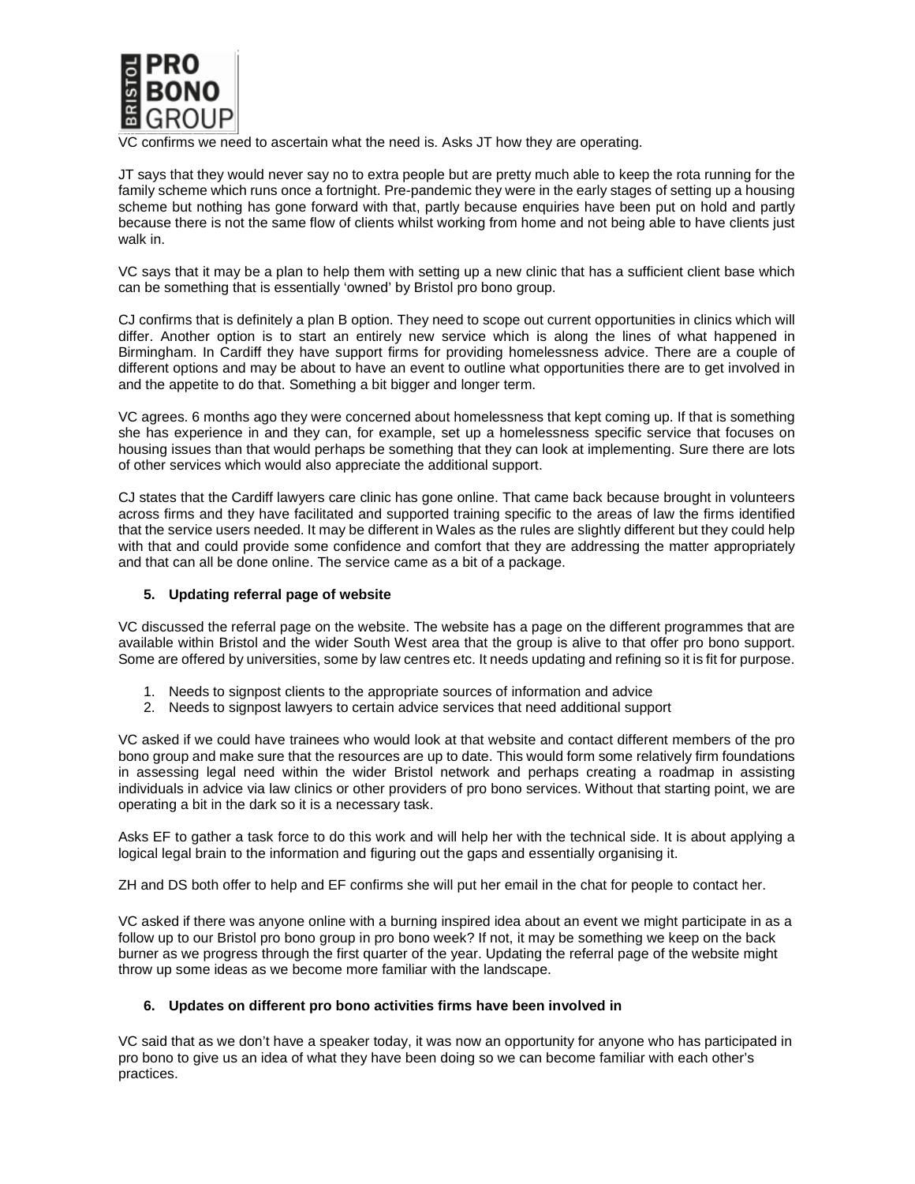VC confirms we need to ascertain what the need is. Asks JT how they are operating.

JT says that they would never say no to extra people but are pretty much able to keep the rota running for the family scheme which runs once a fortnight. Pre-pandemic they were in the early stages of setting up a housing scheme but nothing has gone forward with that, partly because enquiries have been put on hold and partly because there is not the same flow of clients whilst working from home and not being able to have clients just walk in.

VC says that it may be a plan to help them with setting up a new clinic that has a sufficient client base which can be something that is essentially 'owned' by Bristol pro bono group.

CJ confirms that is definitely a plan B option. They need to scope out current opportunities in clinics which will differ. Another option is to start an entirely new service which is along the lines of what happened in Birmingham. In Cardiff they have support firms for providing homelessness advice. There are a couple of different options and may be about to have an event to outline what opportunities there are to get involved in and the appetite to do that. Something a bit bigger and longer term.

VC agrees. 6 months ago they were concerned about homelessness that kept coming up. If that is something she has experience in and they can, for example, set up a homelessness specific service that focuses on housing issues than that would perhaps be something that they can look at implementing. Sure there are lots of other services which would also appreciate the additional support.

CJ states that the Cardiff lawyers care clinic has gone online. That came back because brought in volunteers across firms and they have facilitated and supported training specific to the areas of law the firms identified that the service users needed. It may be different in Wales as the rules are slightly different but they could help with that and could provide some confidence and comfort that they are addressing the matter appropriately and that can all be done online. The service came as a bit of a package.

## 5. Updating referral page of website

VC discussed the referral page on the website. The website has a page on the different programmes that are available within Bristol and the wider South West area that the group is alive to that offer pro bono support. Some are offered by universities, some by law centres etc. It needs updating and refining so it is fit for purpose.

1. Needs to signpost clients to the appropriate sources of information and advice
2. Needs to signpost lawyers to certain advice services that need additional support

VC asked if we could have trainees who would look at that website and contact different members of the pro bono group and make sure that the resources are up to date. This would form some relatively firm foundations in assessing legal need within the wider Bristol network and perhaps creating a roadmap in assisting individuals in advice via law clinics or other providers of pro bono services. Without that starting point, we are operating a bit in the dark so it is a necessary task.

Asks EF to gather a task force to do this work and will help her with the technical side. It is about applying a logical legal brain to the information and figuring out the gaps and essentially organising it.

ZH and DS both offer to help and EF confirms she will put her email in the chat for people to contact her.

VC asked if there was anyone online with a burning inspired idea about an event we might participate in as a follow up to our Bristol pro bono group in pro bono week? If not, it may be something we keep on the back burner as we progress through the first quarter of the year. Updating the referral page of the website might throw up some ideas as we become more familiar with the landscape.

## 6. Updates on different pro bono activities firms have been involved in

VC said that as we don't have a speaker today, it was now an opportunity for anyone who has participated in pro bono to give us an idea of what they have been doing so we can become familiar with each other's practices.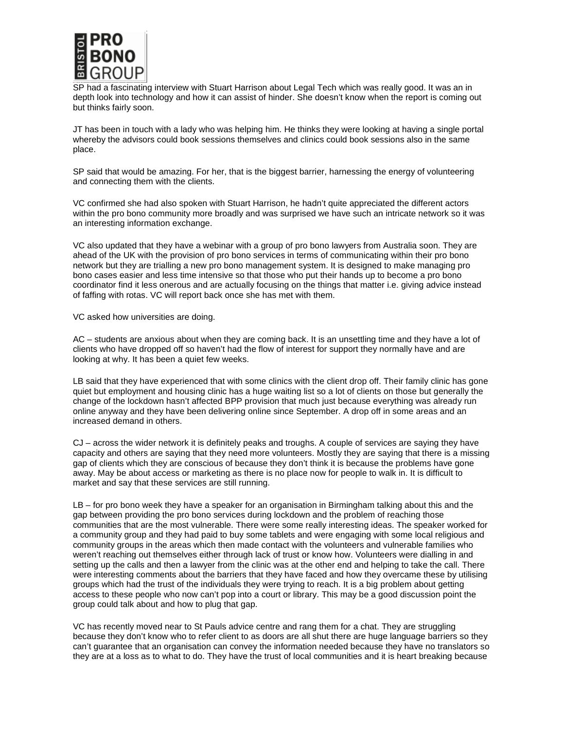SP had a fascinating interview with Stuart Harrison about Legal Tech which was really good. It was an in depth look into technology and how it can assist of hinder. She doesn't know when the report is coming out but thinks fairly soon.

JT has been in touch with a lady who was helping him. He thinks they were looking at having a single portal whereby the advisors could book sessions themselves and clinics could book sessions also in the same place.

SP said that would be amazing. For her, that is the biggest barrier, harnessing the energy of volunteering and connecting them with the clients.

VC confirmed she had also spoken with Stuart Harrison, he hadn't quite appreciated the different actors within the pro bono community more broadly and was surprised we have such an intricate network so it was an interesting information exchange.

VC also updated that they have a webinar with a group of pro bono lawyers from Australia soon. They are ahead of the UK with the provision of pro bono services in terms of communicating within their pro bono network but they are trialling a new pro bono management system. It is designed to make managing pro bono cases easier and less time intensive so that those who put their hands up to become a pro bono coordinator find it less onerous and are actually focusing on the things that matter i.e. giving advice instead of faffing with rotas. VC will report back once she has met with them.

VC asked how universities are doing.

AC – students are anxious about when they are coming back. It is an unsettling time and they have a lot of clients who have dropped off so haven't had the flow of interest for support they normally have and are looking at why. It has been a quiet few weeks.

LB said that they have experienced that with some clinics with the client drop off. Their family clinic has gone quiet but employment and housing clinic has a huge waiting list so a lot of clients on those but generally the change of the lockdown hasn't affected BPP provision that much just because everything was already run online anyway and they have been delivering online since September. A drop off in some areas and an increased demand in others.

CJ – across the wider network it is definitely peaks and troughs. A couple of services are saying they have capacity and others are saying that they need more volunteers. Mostly they are saying that there is a missing gap of clients which they are conscious of because they don't think it is because the problems have gone away. May be about access or marketing as there is no place now for people to walk in. It is difficult to market and say that these services are still running.

LB – for pro bono week they have a speaker for an organisation in Birmingham talking about this and the gap between providing the pro bono services during lockdown and the problem of reaching those communities that are the most vulnerable. There were some really interesting ideas. The speaker worked for a community group and they had paid to buy some tablets and were engaging with some local religious and community groups in the areas which then made contact with the volunteers and vulnerable families who weren't reaching out themselves either through lack of trust or know how. Volunteers were dialling in and setting up the calls and then a lawyer from the clinic was at the other end and helping to take the call. There were interesting comments about the barriers that they have faced and how they overcame these by utilising groups which had the trust of the individuals they were trying to reach. It is a big problem about getting access to these people who now can't pop into a court or library. This may be a good discussion point the group could talk about and how to plug that gap.

VC has recently moved near to St Pauls advice centre and rang them for a chat. They are struggling because they don't know who to refer client to as doors are all shut there are huge language barriers so they can't guarantee that an organisation can convey the information needed because they have no translators so they are at a loss as to what to do. They have the trust of local communities and it is heart breaking because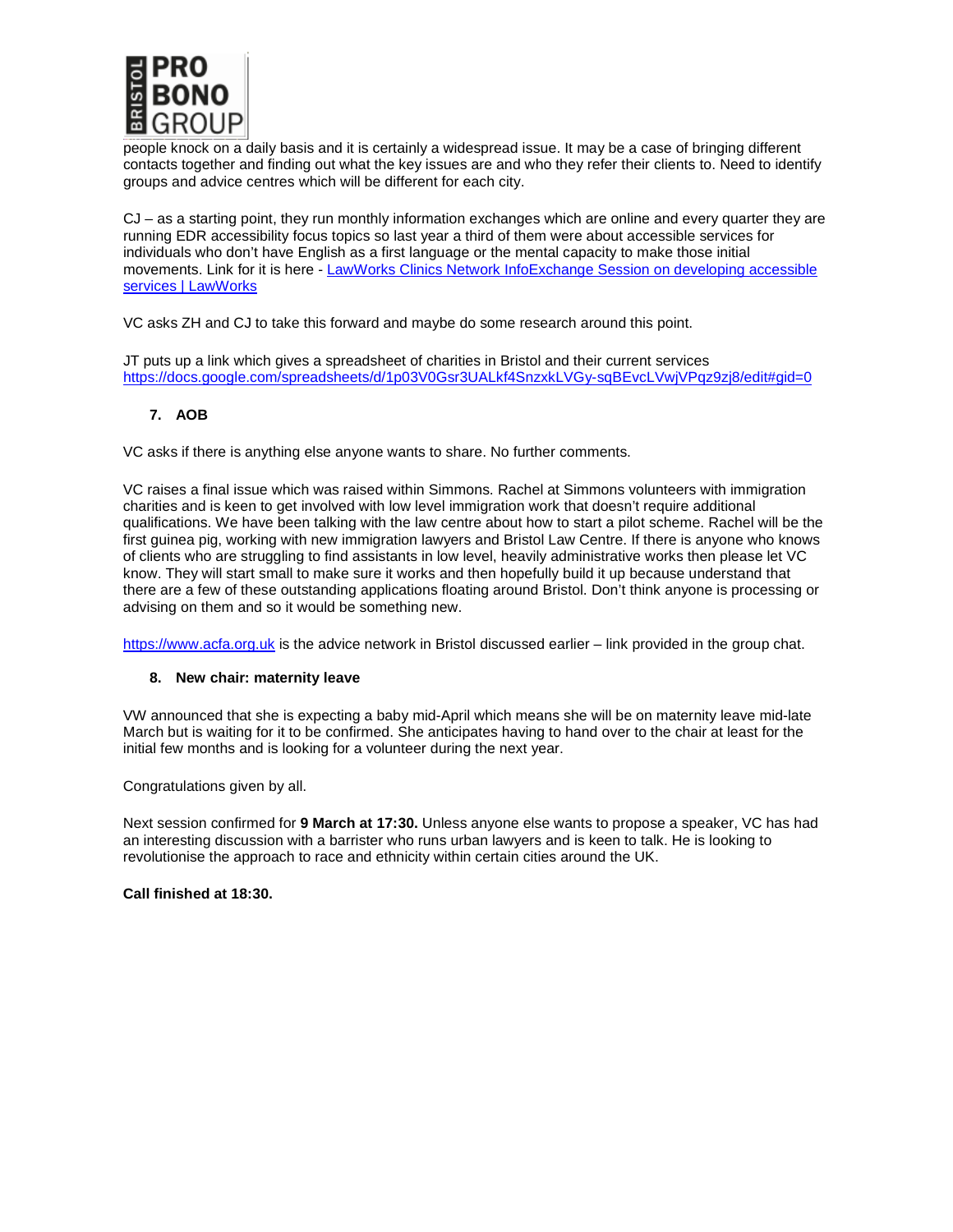people knock on a daily basis and it is certainly a widespread issue. It may be a case of bringing different contacts together and finding out what the key issues are and who they refer their clients to. Need to identify groups and advice centres which will be different for each city.

CJ – as a starting point, they run monthly information exchanges which are online and every quarter they are running EDR accessibility focus topics so last year a third of them were about accessible services for individuals who don't have English as a first language or the mental capacity to make those initial movements. Link for it is here - [LawWorks Clinics Network InfoExchange Session on developing accessible services | LawWorks]

VC asks ZH and CJ to take this forward and maybe do some research around this point.

JT puts up a link which gives a spreadsheet of charities in Bristol and their current services https://docs.google.com/spreadsheets/d/1p03V0Gsr3UALkf4SnzxkLVGy-sqBEvcLVwjVPqz9zj8/edit#gid=0

### 7. AOB

VC asks if there is anything else anyone wants to share. No further comments.

VC raises a final issue which was raised within Simmons. Rachel at Simmons volunteers with immigration charities and is keen to get involved with low level immigration work that doesn't require additional qualifications. We have been talking with the law centre about how to start a pilot scheme. Rachel will be the first guinea pig, working with new immigration lawyers and Bristol Law Centre. If there is anyone who knows of clients who are struggling to find assistants in low level, heavily administrative works then please let VC know. They will start small to make sure it works and then hopefully build it up because understand that there are a few of these outstanding applications floating around Bristol. Don't think anyone is processing or advising on them and so it would be something new.

https://www.acfa.org.uk is the advice network in Bristol discussed earlier – link provided in the group chat.

### 8. New chair: maternity leave

VW announced that she is expecting a baby mid-April which means she will be on maternity leave mid-late March but is waiting for it to be confirmed. She anticipates having to hand over to the chair at least for the initial few months and is looking for a volunteer during the next year.

Congratulations given by all.

Next session confirmed for **9 March at 17:30.** Unless anyone else wants to propose a speaker, VC has had an interesting discussion with a barrister who runs urban lawyers and is keen to talk. He is looking to revolutionise the approach to race and ethnicity within certain cities around the UK.

**Call finished at 18:30.**